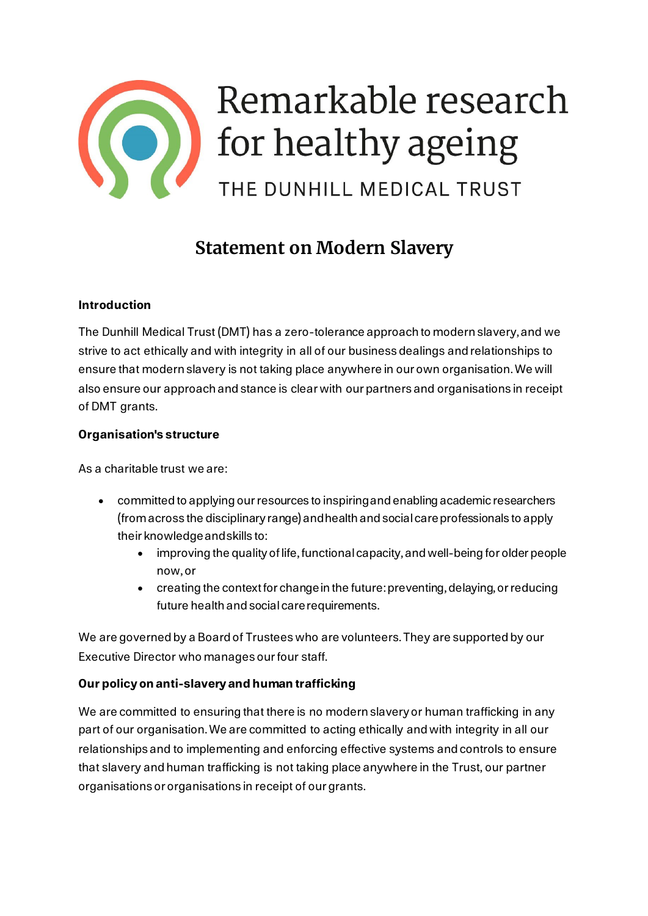Remarkable research for healthy ageing

THE DUNHILL MEDICAL TRUST

# Statement on Modern Slavery

## Introduction

The Dunhill Medical Trust (DMT) has a zero-tolerance approach to modern slavery, and we strive to act ethically and with integrity in all of our business dealings and relationships to ensure that modern slavery is not taking place anywhere in our own organisation. We will also ensure our approach and stance is clear with our partners and organisations in receipt of DMT grants.

## Organisation's structure

As a charitable trust we are:

- committed to applying our resources to inspiring and enabling academic researchers (from across the disciplinary range) and health and social care professionals to apply their knowledge and skills to:
    - improving the quality of life, functional capacity, and well-being for older people now, or
    - creating the context for change in the future: preventing, delaying, or reducing future health and social care requirements.

We are governed by a Board of Trustees who are volunteers. They are supported by our Executive Director who manages our four staff.

## Our policy on anti-slavery and human trafficking

We are committed to ensuring that there is no modern slavery or human trafficking in any part of our organisation. We are committed to acting ethically and with integrity in all our relationships and to implementing and enforcing effective systems and controls to ensure that slavery and human trafficking is not taking place anywhere in the Trust, our partner organisations or organisations in receipt of our grants.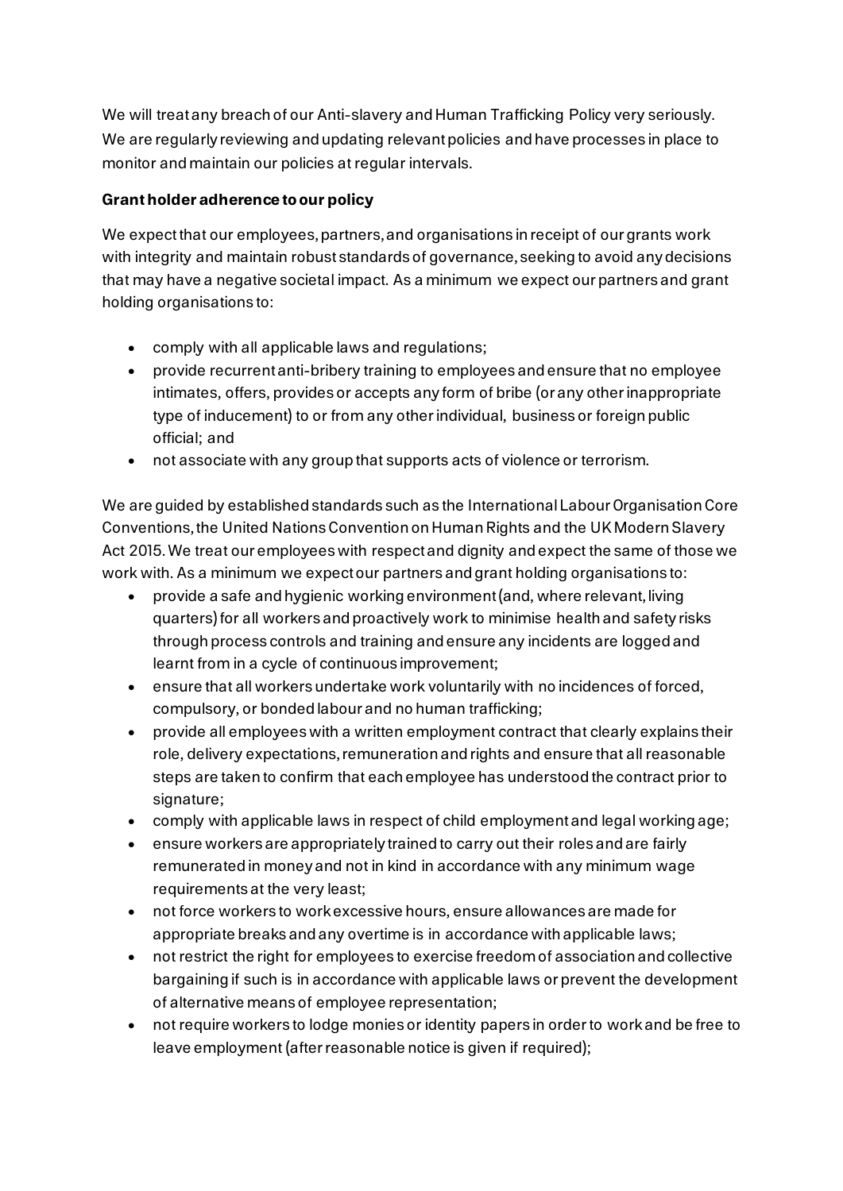We will treat any breach of our Anti-slavery and Human Trafficking Policy very seriously. We are regularly reviewing and updating relevant policies and have processes in place to monitor and maintain our policies at regular intervals.

**Grant holder adherence to our policy**

We expect that our employees, partners, and organisations in receipt of our grants work with integrity and maintain robust standards of governance, seeking to avoid any decisions that may have a negative societal impact. As a minimum we expect our partners and grant holding organisations to:

- comply with all applicable laws and regulations;
- provide recurrent anti-bribery training to employees and ensure that no employee intimates, offers, provides or accepts any form of bribe (or any other inappropriate type of inducement) to or from any other individual, business or foreign public official; and
- not associate with any group that supports acts of violence or terrorism.

We are guided by established standards such as the International Labour Organisation Core Conventions, the United Nations Convention on Human Rights and the UK Modern Slavery Act 2015. We treat our employees with respect and dignity and expect the same of those we work with. As a minimum we expect our partners and grant holding organisations to:

- provide a safe and hygienic working environment (and, where relevant, living quarters) for all workers and proactively work to minimise health and safety risks through process controls and training and ensure any incidents are logged and learnt from in a cycle of continuous improvement;
- ensure that all workers undertake work voluntarily with no incidences of forced, compulsory, or bonded labour and no human trafficking;
- provide all employees with a written employment contract that clearly explains their role, delivery expectations, remuneration and rights and ensure that all reasonable steps are taken to confirm that each employee has understood the contract prior to signature;
- comply with applicable laws in respect of child employment and legal working age;
- ensure workers are appropriately trained to carry out their roles and are fairly remunerated in money and not in kind in accordance with any minimum wage requirements at the very least;
- not force workers to work excessive hours, ensure allowances are made for appropriate breaks and any overtime is in accordance with applicable laws;
- not restrict the right for employees to exercise freedom of association and collective bargaining if such is in accordance with applicable laws or prevent the development of alternative means of employee representation;
- not require workers to lodge monies or identity papers in order to work and be free to leave employment (after reasonable notice is given if required);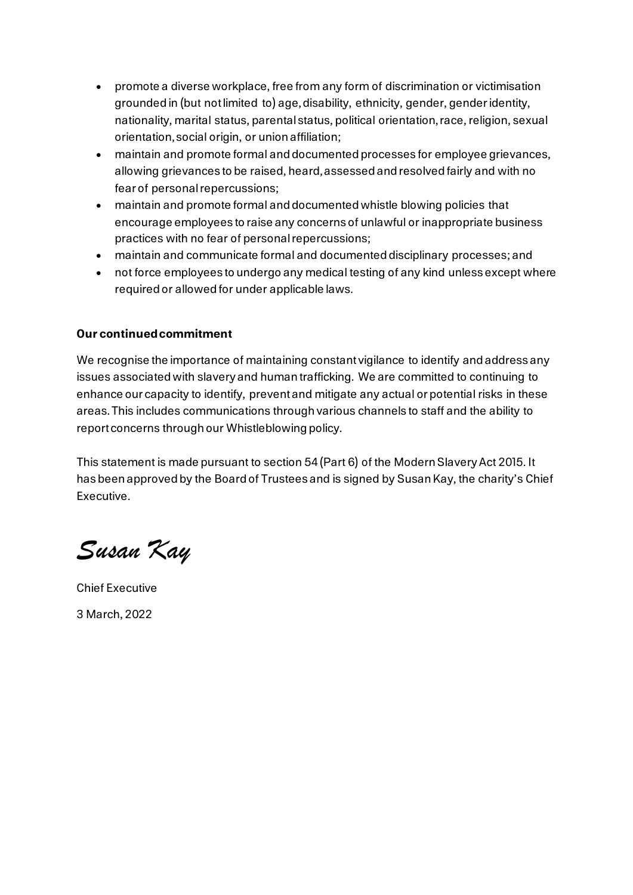- promote a diverse workplace, free from any form of discrimination or victimisation grounded in (but not limited to) age, disability, ethnicity, gender, gender identity, nationality, marital status, parental status, political orientation, race, religion, sexual orientation, social origin, or union affiliation;
- maintain and promote formal and documented processes for employee grievances, allowing grievances to be raised, heard, assessed and resolved fairly and with no fear of personal repercussions;
- maintain and promote formal and documented whistle blowing policies that encourage employees to raise any concerns of unlawful or inappropriate business practices with no fear of personal repercussions;
- maintain and communicate formal and documented disciplinary processes; and
- not force employees to undergo any medical testing of any kind unless except where required or allowed for under applicable laws.

**Our continued commitment**

We recognise the importance of maintaining constant vigilance to identify and address any issues associated with slavery and human trafficking. We are committed to continuing to enhance our capacity to identify, prevent and mitigate any actual or potential risks in these areas. This includes communications through various channels to staff and the ability to report concerns through our Whistleblowing policy.

This statement is made pursuant to section 54 (Part 6) of the Modern Slavery Act 2015. It has been approved by the Board of Trustees and is signed by Susan Kay, the charity's Chief Executive.

*Susan Kay*

Chief Executive

3 March, 2022